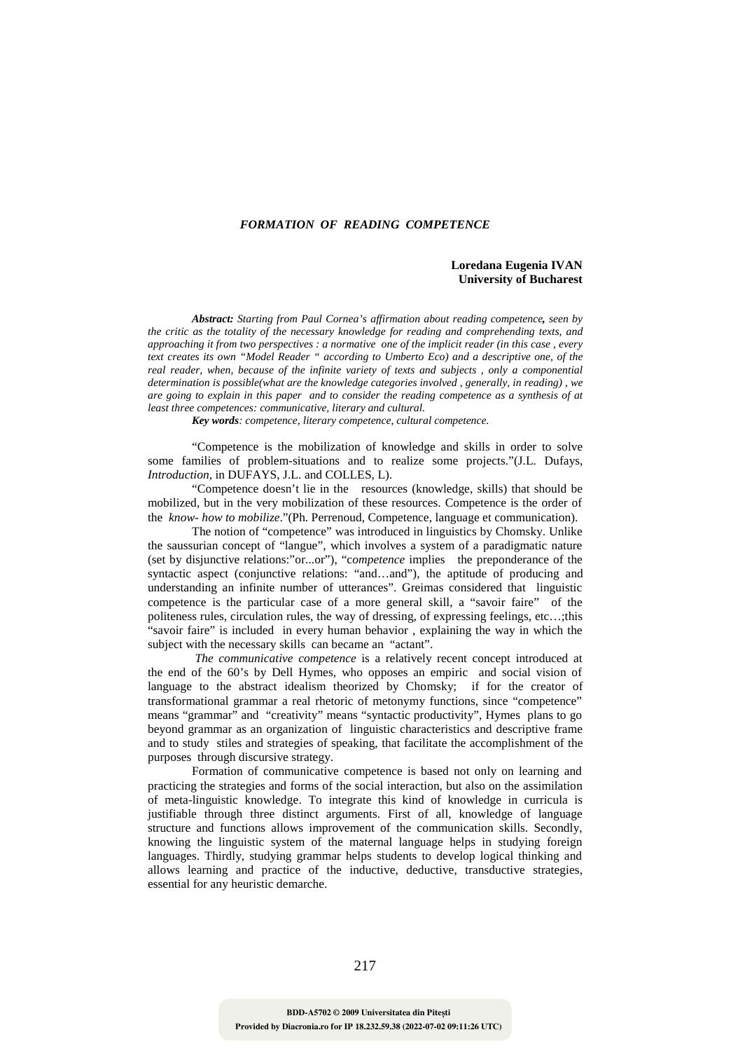# *FORMATION OF READING COMPETENCE*

**Loredana Eugenia IVAN**
**University of Bucharest**

***Abstract:*** *Starting from Paul Cornea's affirmation about reading competence****,*** *seen by the critic as the totality of the necessary knowledge for reading and comprehending texts, and approaching it from two perspectives : a normative one of the implicit reader (in this case , every text creates its own "Model Reader " according to Umberto Eco) and a descriptive one, of the real reader, when, because of the infinite variety of texts and subjects , only a componential determination is possible(what are the knowledge categories involved , generally, in reading) , we are going to explain in this paper and to consider the reading competence as a synthesis of at least three competences: communicative, literary and cultural.*

***Key words****: competence, literary competence, cultural competence.*

"Competence is the mobilization of knowledge and skills in order to solve some families of problem-situations and to realize some projects."(J.L. Dufays, *Introduction*, in DUFAYS, J.L. and COLLES, L).

"Competence doesn't lie in the resources (knowledge, skills) that should be mobilized, but in the very mobilization of these resources. Competence is the order of the *know- how to mobilize*."(Ph. Perrenoud, Competence, language et communication).

The notion of "competence" was introduced in linguistics by Chomsky. Unlike the saussurian concept of "langue", which involves a system of a paradigmatic nature (set by disjunctive relations:"or...or"), "c*ompetence* implies the preponderance of the syntactic aspect (conjunctive relations: "and…and"), the aptitude of producing and understanding an infinite number of utterances". Greimas considered that linguistic competence is the particular case of a more general skill, a "savoir faire" of the politeness rules, circulation rules, the way of dressing, of expressing feelings, etc…;this "savoir faire" is included in every human behavior , explaining the way in which the subject with the necessary skills can became an "actant".

*The communicative competence* is a relatively recent concept introduced at the end of the 60's by Dell Hymes, who opposes an empiric and social vision of language to the abstract idealism theorized by Chomsky; if for the creator of transformational grammar a real rhetoric of metonymy functions, since "competence" means "grammar" and "creativity" means "syntactic productivity", Hymes plans to go beyond grammar as an organization of linguistic characteristics and descriptive frame and to study stiles and strategies of speaking, that facilitate the accomplishment of the purposes through discursive strategy.

Formation of communicative competence is based not only on learning and practicing the strategies and forms of the social interaction, but also on the assimilation of meta-linguistic knowledge. To integrate this kind of knowledge in curricula is justifiable through three distinct arguments. First of all, knowledge of language structure and functions allows improvement of the communication skills. Secondly, knowing the linguistic system of the maternal language helps in studying foreign languages. Thirdly, studying grammar helps students to develop logical thinking and allows learning and practice of the inductive, deductive, transductive strategies, essential for any heuristic demarche.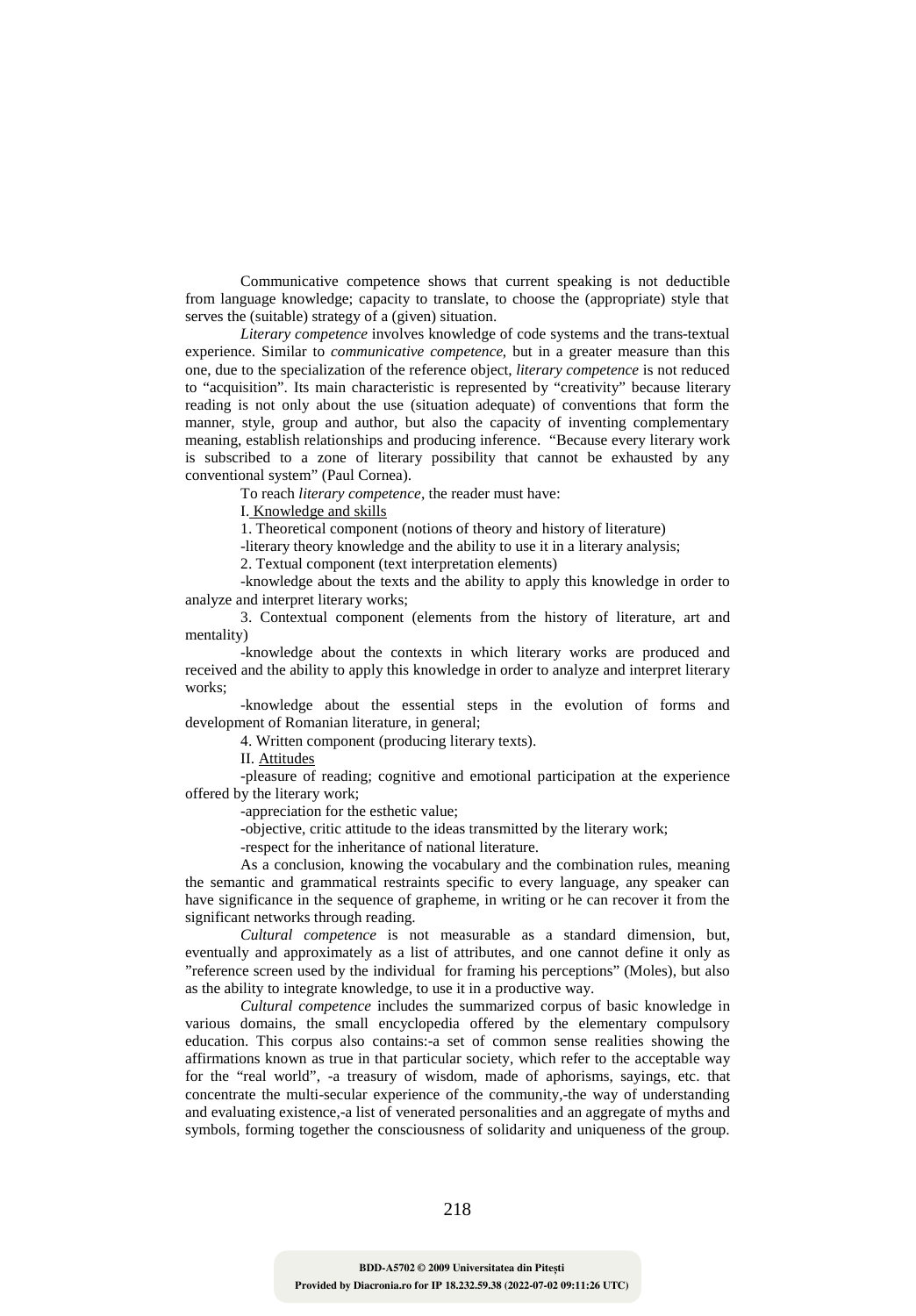Communicative competence shows that current speaking is not deductible from language knowledge; capacity to translate, to choose the (appropriate) style that serves the (suitable) strategy of a (given) situation.

*Literary competence* involves knowledge of code systems and the trans-textual experience. Similar to *communicative competence*, but in a greater measure than this one, due to the specialization of the reference object, *literary competence* is not reduced to "acquisition". Its main characteristic is represented by "creativity" because literary reading is not only about the use (situation adequate) of conventions that form the manner, style, group and author, but also the capacity of inventing complementary meaning, establish relationships and producing inference. "Because every literary work is subscribed to a zone of literary possibility that cannot be exhausted by any conventional system" (Paul Cornea).

To reach *literary competence*, the reader must have:

I. Knowledge and skills

1. Theoretical component (notions of theory and history of literature)

-literary theory knowledge and the ability to use it in a literary analysis;

2. Textual component (text interpretation elements)

-knowledge about the texts and the ability to apply this knowledge in order to analyze and interpret literary works;

3. Contextual component (elements from the history of literature, art and mentality)

-knowledge about the contexts in which literary works are produced and received and the ability to apply this knowledge in order to analyze and interpret literary works;

-knowledge about the essential steps in the evolution of forms and development of Romanian literature, in general;

4. Written component (producing literary texts).

II. Attitudes

-pleasure of reading; cognitive and emotional participation at the experience offered by the literary work;

-appreciation for the esthetic value;

-objective, critic attitude to the ideas transmitted by the literary work;

-respect for the inheritance of national literature.

As a conclusion, knowing the vocabulary and the combination rules, meaning the semantic and grammatical restraints specific to every language, any speaker can have significance in the sequence of grapheme, in writing or he can recover it from the significant networks through reading.

*Cultural competence* is not measurable as a standard dimension, but, eventually and approximately as a list of attributes, and one cannot define it only as "reference screen used by the individual for framing his perceptions" (Moles), but also as the ability to integrate knowledge, to use it in a productive way.

*Cultural competence* includes the summarized corpus of basic knowledge in various domains, the small encyclopedia offered by the elementary compulsory education. This corpus also contains:-a set of common sense realities showing the affirmations known as true in that particular society, which refer to the acceptable way for the "real world", -a treasury of wisdom, made of aphorisms, sayings, etc. that concentrate the multi-secular experience of the community,-the way of understanding and evaluating existence,-a list of venerated personalities and an aggregate of myths and symbols, forming together the consciousness of solidarity and uniqueness of the group.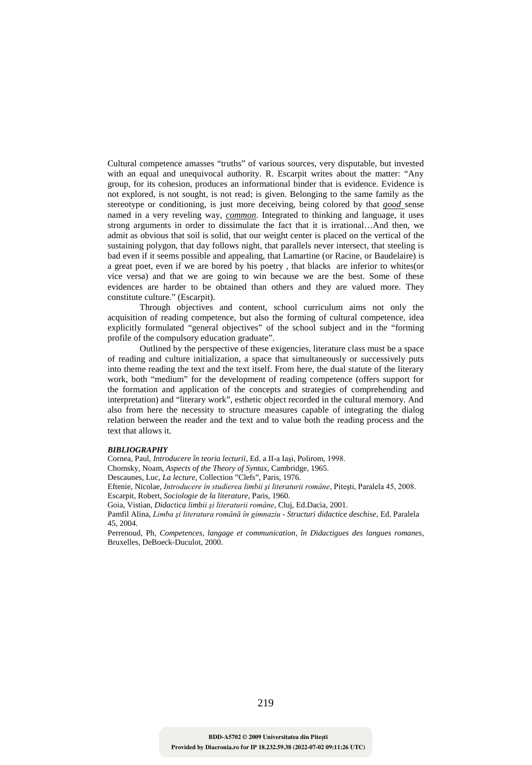Cultural competence amasses "truths" of various sources, very disputable, but invested with an equal and unequivocal authority. R. Escarpit writes about the matter: "Any group, for its cohesion, produces an informational binder that is evidence. Evidence is not explored, is not sought, is not read; is given. Belonging to the same family as the stereotype or conditioning, is just more deceiving, being colored by that ***good*** sense named in a very reveling way, ***common***. Integrated to thinking and language, it uses strong arguments in order to dissimulate the fact that it is irrational…And then, we admit as obvious that soil is solid, that our weight center is placed on the vertical of the sustaining polygon, that day follows night, that parallels never intersect, that steeling is bad even if it seems possible and appealing, that Lamartine (or Racine, or Baudelaire) is a great poet, even if we are bored by his poetry , that blacks are inferior to whites(or vice versa) and that we are going to win because we are the best. Some of these evidences are harder to be obtained than others and they are valued more. They constitute culture." (Escarpit).

Through objectives and content, school curriculum aims not only the acquisition of reading competence, but also the forming of cultural competence, idea explicitly formulated "general objectives" of the school subject and in the "forming profile of the compulsory education graduate".

Outlined by the perspective of these exigencies, literature class must be a space of reading and culture initialization, a space that simultaneously or successively puts into theme reading the text and the text itself. From here, the dual statute of the literary work, both "medium" for the development of reading competence (offers support for the formation and application of the concepts and strategies of comprehending and interpretation) and "literary work", esthetic object recorded in the cultural memory. And also from here the necessity to structure measures capable of integrating the dialog relation between the reader and the text and to value both the reading process and the text that allows it.

***BIBLIOGRAPHY***

Cornea, Paul, *Introducere în teoria lecturii*, Ed. a II-a Iași, Polirom, 1998.

Chomsky, Noam, *Aspects of the Theory of Syntax*, Cambridge, 1965.

Descaunes, Luc, *La lecture*, Collection "Clefs", Paris, 1976.

Eftenie, Nicolae, *Introducere în studierea limbii şi literaturii române*, Piteşti, Paralela 45, 2008.

Escarpit, Robert, *Sociologie de la literature*, Paris, 1960.

Goia, Vistian, *Didactica limbii şi literaturii române*, Cluj, Ed.Dacia, 2001.

Pamfil Alina, *Limba şi literatura română în gimnaziu - Structuri didactice deschise*, Ed. Paralela 45, 2004.

Perrenoud, Ph, *Competences, langage et communication, în Didactigues des langues romanes*, Bruxelles, DeBoeck-Duculot, 2000.